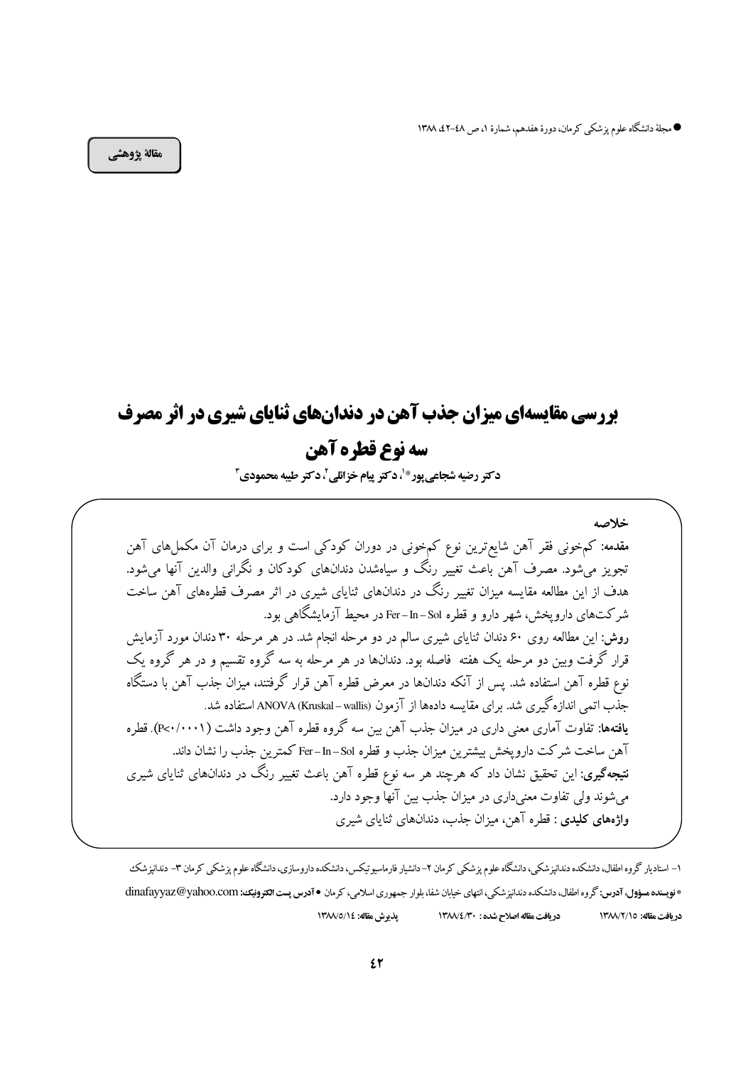مقالهٔ پژوهشی

# بررسی مقایسه‌ای میزان جذب آهن در دندان‌های ثنایای شیری در اثر مصرف سه نوع قطره آهن

**دکتر رضیه شجاعی‌پور*[1]، دکتر پیام خزائلی[2]، دکتر طیبه محمودی[3]**

## خلاصه

**مقدمه:** کم‌خونی فقر آهن شایع‌ترین نوع کم‌خونی در دوران کودکی است و برای درمان آن مکمل‌های آهن تجویز می‌شود. مصرف آهن باعث تغییر رنگ و سیاه‌شدن دندان‌های کودکان و نگرانی والدین آنها می‌شود. هدف از این مطالعه مقایسه میزان تغییر رنگ در دندان‌های ثنایای شیری در اثر مصرف قطره‌های آهن ساخت شرکت‌های داروپخش، شهر دارو و قطره Fer – In – Sol در محیط آزمایشگاهی بود.

**روش:** این مطالعه روی ۶۰ دندان ثنایای شیری سالم در دو مرحله انجام شد. در هر مرحله ۳۰ دندان مورد آزمایش قرار گرفت وبین دو مرحله یک هفته فاصله بود. دندان‌ها در هر مرحله به سه گروه تقسیم و در هر گروه یک نوع قطره آهن استفاده شد. پس از آنکه دندان‌ها در معرض قطره آهن قرار گرفتند، میزان جذب آهن با دستگاه جذب اتمی اندازه‌گیری شد. برای مقایسه داده‌ها از آزمون ANOVA (Kruskal – wallis) استفاده شد.

**یافته‌ها:** تفاوت آماری معنی داری در میزان جذب آهن بین سه گروه قطره آهن وجود داشت ($P<0.0001$). قطره آهن ساخت شرکت داروپخش بیشترین میزان جذب و قطره Fer – In – Sol کمترین جذب را نشان داند.

**نتیجه‌گیری:** این تحقیق نشان داد که هرچند هر سه نوع قطره آهن باعث تغییر رنگ در دندان‌های ثنایای شیری می‌شوند ولی تفاوت معنی‌داری در میزان جذب بین آنها وجود دارد.

**واژه‌های کلیدی:** قطره آهن، میزان جذب، دندان‌های ثنایای شیری

---

۱- استادیار گروه اطفال، دانشکده دندانپزشکی، دانشگاه علوم پزشکی کرمان ۲- دانشیار فارماسیوتیکس، دانشکده داروسازی، دانشگاه علوم پزشکی کرمان ۳- دندانپزشک

* **نویسنده مسؤول، آدرس:** گروه اطفال، دانشکده دندانپزشکی، انتهای خیابان شفا، بلوار جمهوری اسلامی، کرمان • **آدرس پست الکترونیک:** dinafayyaz@yahoo.com

**دریافت مقاله:** ۱۳۸۸/۲/۱۵ **دریافت مقاله اصلاح شده:** ۱۳۸۸/۴/۳۰ **پذیرش مقاله:** ۱۳۸۸/۵/۱۴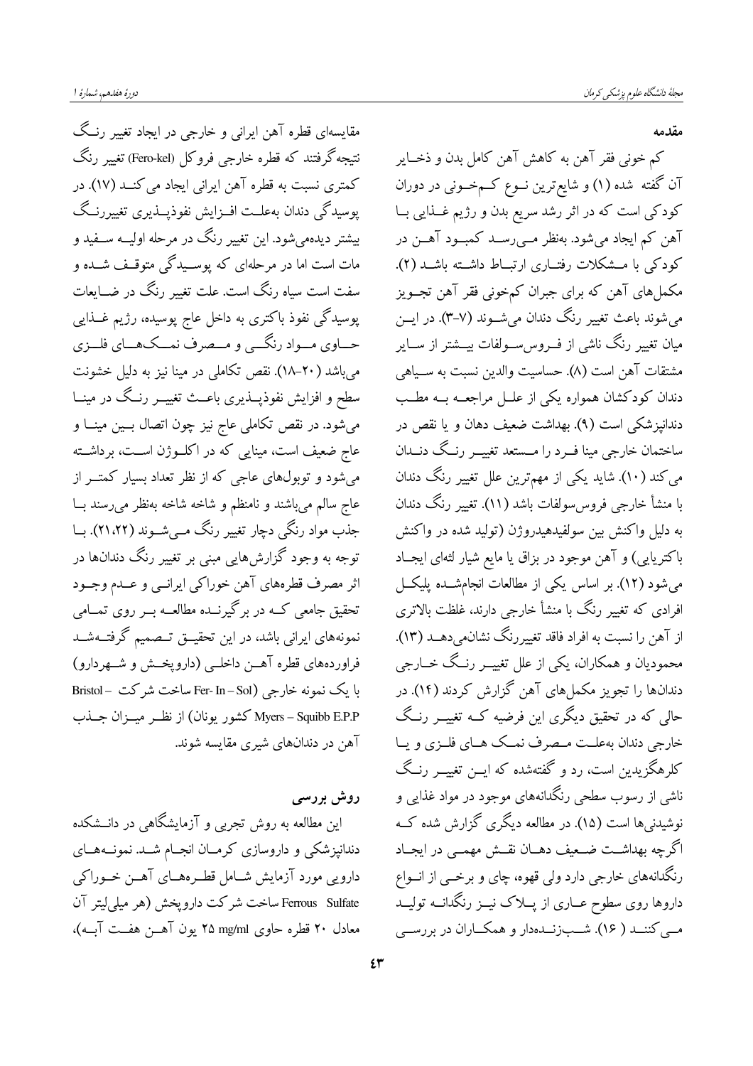## مقدمه

کم خونی فقر آهن به کاهش آهن کامل بدن و ذخایر آن گفته شده (۱) و شایع‌ترین نوع کم‌خونی در دوران کودکی است که در اثر رشد سریع بدن و رژیم غذایی با آهن کم ایجاد می‌شود. به‌نظر می‌رسد کمبود آهن در کودکی با مشکلات رفتاری ارتباط داشته باشد (۲). مکمل‌های آهن که برای جبران کم‌خونی فقر آهن تجویز می‌شوند باعث تغییر رنگ دندان می‌شوند (۷-۳). در این میان تغییر رنگ ناشی از فروس‌سولفات بیشتر از سایر مشتقات آهن است (۸). حساسیت والدین نسبت به سیاهی دندان کودکشان همواره یکی از علل مراجعه به مطب دندانپزشکی است (۹). بهداشت ضعیف دهان و یا نقص در ساختمان خارجی مینا فرد را مستعد تغییر رنگ دندان می‌کند (۱۰). شاید یکی از مهم‌ترین علل تغییر رنگ دندان با منشأ خارجی فروس‌سولفات باشد (۱۱). تغییر رنگ دندان به دلیل واکنش بین سولفیدهیدروژن (تولید شده در واکنش باکتریایی) و آهن موجود در بزاق یا مایع شیار لثه‌ای ایجاد می‌شود (۱۲). بر اساس یکی از مطالعات انجام‌شده پلیکل افرادی که تغییر رنگ با منشأ خارجی دارند، غلظت بالاتری از آهن را نسبت به افراد فاقد تغییررنگ نشان‌می‌دهد (۱۳). محمودیان و همکاران، یکی از علل تغییر رنگ خارجی دندان‌ها را تجویز مکمل‌های آهن گزارش کردند (۱۴). در حالی که در تحقیق دیگری این فرضیه که تغییر رنگ خارجی دندان به‌علت مصرف نمک های فلزی و یا کلرهگزیدین است، رد و گفته‌شده که این تغییر رنگ ناشی از رسوب سطحی رنگدانه‌های موجود در مواد غذایی و نوشیدنی‌ها است (۱۵). در مطالعه دیگری گزارش شده که اگرچه بهداشت ضعیف دهان نقش مهمی در ایجاد رنگدانه‌های خارجی دارد ولی قهوه، چای و برخی از انواع داروها روی سطوح عاری از پلاک نیز رنگدانه تولید می‌کنند (۱۶). شب‌زنده‌دار و همکاران در بررسی مقایسه‌ای قطره آهن ایرانی و خارجی در ایجاد تغییر رنگ نتیجه‌گرفتند که قطره خارجی فروکل (Fero-kel) تغییر رنگ کمتری نسبت به قطره آهن ایرانی ایجاد می‌کند (۱۷). در پوسیدگی دندان به‌علت افزایش نفوذپذیری تغییررنگ بیشتر دیده‌می‌شود. این تغییر رنگ در مرحله اولیه سفید و مات است اما در مرحله‌ای که پوسیدگی متوقف شده و سفت است سیاه رنگ است. علت تغییر رنگ در ضایعات پوسیدگی نفوذ باکتری به داخل عاج پوسیده، رژیم غذایی حاوی مواد رنگی و مصرف نمک‌های فلزی می‌باشد (۲۰-۱۸). نقص تکاملی در مینا نیز به دلیل خشونت سطح و افزایش نفوذپذیری باعث تغییر رنگ در مینا می‌شود. در نقص تکاملی عاج نیز چون اتصال بین مینا و عاج ضعیف است، مینایی که در اکلوژن است، برداشته می‌شود و توبول‌های عاجی که از نظر تعداد بسیار کمتر از عاج سالم می‌باشد و نامنظم و شاخه شاخه به‌نظر می‌رسند با جذب مواد رنگی دچار تغییر رنگ می‌شوند (۲۱،۲۲). با توجه به وجود گزارش‌هایی مبنی بر تغییر رنگ دندان‌ها در اثر مصرف قطره‌های آهن خوراکی ایرانی و عدم وجود تحقیق جامعی که در برگیرنده مطالعه بر روی تمامی نمونه‌های ایرانی باشد، در این تحقیق تصمیم گرفته‌شد فراورده‌های قطره آهن داخلی (داروپخش و شهردارو) با یک نمونه خارجی (Fer- In – Sol ساخت شرکت Bristol – Myers – Squibb E.P.P کشور یونان) از نظر میزان جذب آهن در دندان‌های شیری مقایسه شوند.

## روش بررسی

این مطالعه به روش تجربی و آزمایشگاهی در دانشکده دندانپزشکی و داروسازی کرمان انجام شد. نمونه‌های دارویی مورد آزمایش شامل قطره‌های آهن خوراکی Ferrous Sulfate ساخت شرکت داروپخش (هر میلی‌لیتر آن معادل ۲۰ قطره حاوی ۲۵ mg/ml یون آهن هفت آبه)،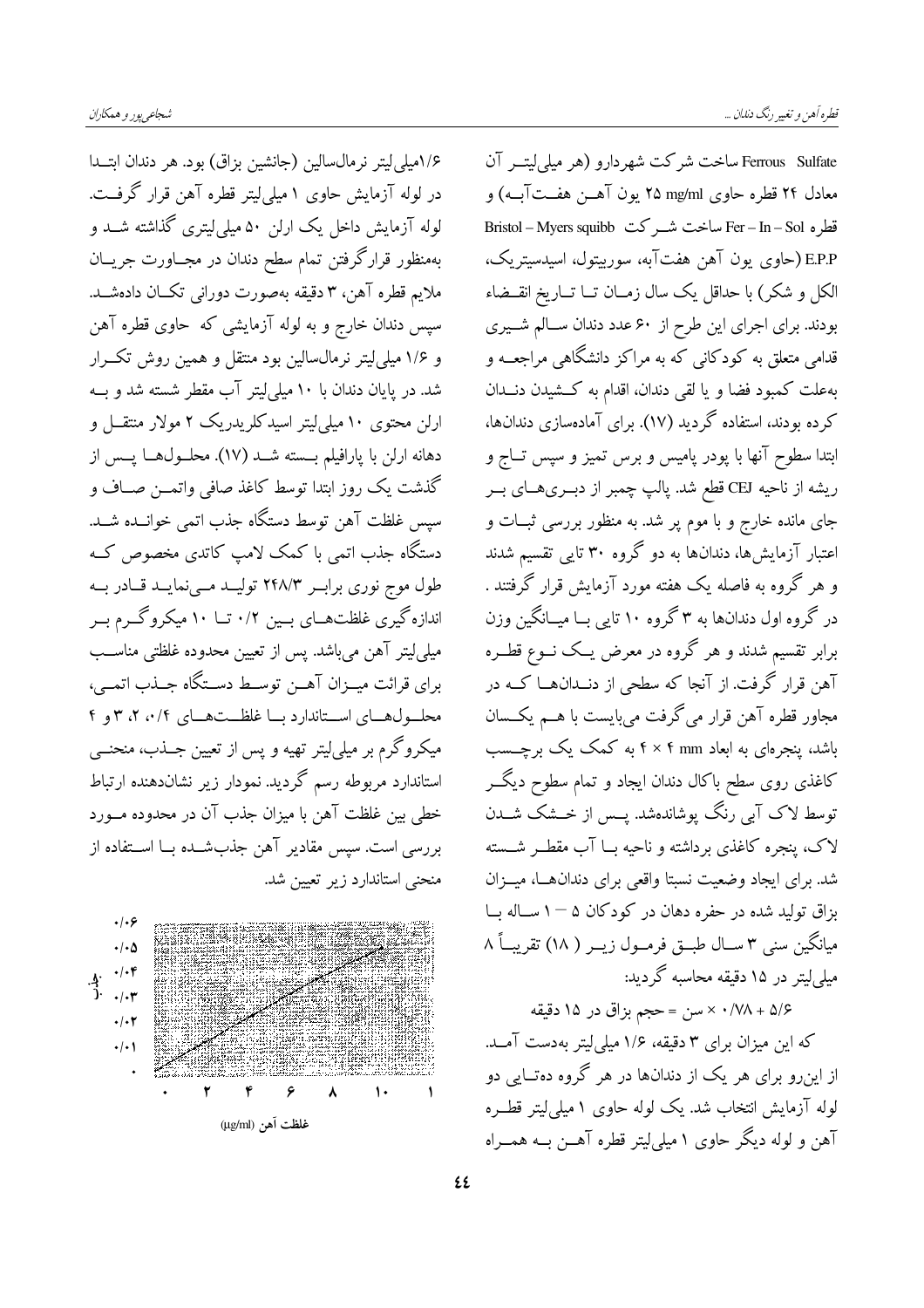Ferrous Sulfate ساخت شرکت شهردارو (هر میلی‌لیتر آن معادل ۲۴ قطره حاوی ۲۵ mg/ml یون آهن هفت‌آبه) و قطره Fer – In – Sol ساخت شرکت Bristol – Myers squibb E.P.P (حاوی یون آهن هفت‌آبه، سوربیتول، اسیدسیتریک، الکل و شکر) با حداقل یک سال زمان تا تاریخ انقضاء بودند. برای اجرای این طرح از ۶۰ عدد دندان سالم شیری قدامی متعلق به کودکانی که به مراکز دانشگاهی مراجعه و به‌علت کمبود فضا و یا لقی دندان، اقدام به کشیدن دندان کرده بودند، استفاده گردید (۱۷). برای آماده‌سازی دندان‌ها، ابتدا سطوح آنها با پودر پامیس و برس تمیز و سپس تاج و ریشه از ناحیه CEJ قطع شد. پالپ چمبر از دبری‌های بر جای مانده خارج و با موم پر شد. به منظور بررسی ثبات و اعتبار آزمایش‌ها، دندان‌ها به دو گروه ۳۰ تایی تقسیم شدند و هر گروه به فاصله یک هفته مورد آزمایش قرار گرفتند. در گروه اول دندان‌ها به ۳ گروه ۱۰ تایی با میانگین وزن برابر تقسیم شدند و هر گروه در معرض یک نوع قطره آهن قرار گرفت. از آنجا که سطحی از دندان‌ها که در مجاور قطره آهن قرار می‌گرفت می‌بایست با هم یکسان باشد، پنجره‌ای به ابعاد ۴ × ۴ mm به کمک یک برچسب کاغذی روی سطح باکال دندان ایجاد و تمام سطوح دیگر توسط لاک آبی رنگ پوشانده‌شد. پس از خشک شدن لاک، پنجره کاغذی برداشته و ناحیه با آب مقطر شسته شد. برای ایجاد وضعیت نسبتا واقعی برای دندان‌ها، میزان بزاق تولید شده در حفره دهان در کودکان ۵ – ۱ ساله با میانگین سنی ۳ سال طبق فرمول زیر (۱۸) تقریباً ۸ میلی‌لیتر در ۱۵ دقیقه محاسبه گردید:

$$\text{حجم بزاق در ۱۵ دقیقه} = ۰/۷۸ \times \text{سن} + ۵/۶$$

که این میزان برای ۳ دقیقه، ۱/۶ میلی‌لیتر به‌دست آمد. از این‌رو برای هر یک از دندان‌ها در هر گروه ده‌تایی دو لوله آزمایش انتخاب شد. یک لوله حاوی ۱ میلی‌لیتر قطره آهن و لوله دیگر حاوی ۱ میلی‌لیتر قطره آهن به همراه ۱/۶ میلی‌لیتر نرمال‌سالین (جانشین بزاق) بود. هر دندان ابتدا در لوله آزمایش حاوی ۱ میلی‌لیتر قطره آهن قرار گرفت. لوله آزمایش داخل یک ارلن ۵۰ میلی‌لیتری گذاشته شد و به‌منظور قرارگرفتن تمام سطح دندان در مجاورت جریان ملایم قطره آهن، ۳ دقیقه به‌صورت دورانی تکان داده‌شد. سپس دندان خارج و به لوله آزمایشی که حاوی قطره آهن و ۱/۶ میلی‌لیتر نرمال‌سالین بود منتقل و همین روش تکرار شد. در پایان دندان با ۱۰ میلی‌لیتر آب مقطر شسته شد و به ارلن محتوی ۱۰ میلی‌لیتر اسیدکلریدریک ۲ مولار منتقل و دهانه ارلن با پارافیلم بسته شد (۱۷). محلول‌ها پس از گذشت یک روز ابتدا توسط کاغذ صافی واتمن صاف و سپس غلظت آهن توسط دستگاه جذب اتمی خوانده شد. دستگاه جذب اتمی با کمک لامپ کاتدی مخصوص که طول موج نوری برابر ۲۴۸/۳ تولید می‌نماید قادر به اندازه‌گیری غلظت‌های بین ۰/۲ تا ۱۰ میکروگرم بر میلی‌لیتر آهن می‌باشد. پس از تعیین محدوده غلظتی مناسب برای قرائت میزان آهن توسط دستگاه جذب اتمی، محلول‌های استاندارد با غلظت‌های ۰/۴، ۲، ۳ و ۴ میکروگرم بر میلی‌لیتر تهیه و پس از تعیین جذب، منحنی استاندارد مربوطه رسم گردید. نمودار زیر نشان‌دهنده ارتباط خطی بین غلظت آهن با میزان جذب آن در محدوده مورد بررسی است. سپس مقادیر آهن جذب‌شده با استفاده از منحنی استاندارد زیر تعیین شد.

غلظت آهن (µg/ml)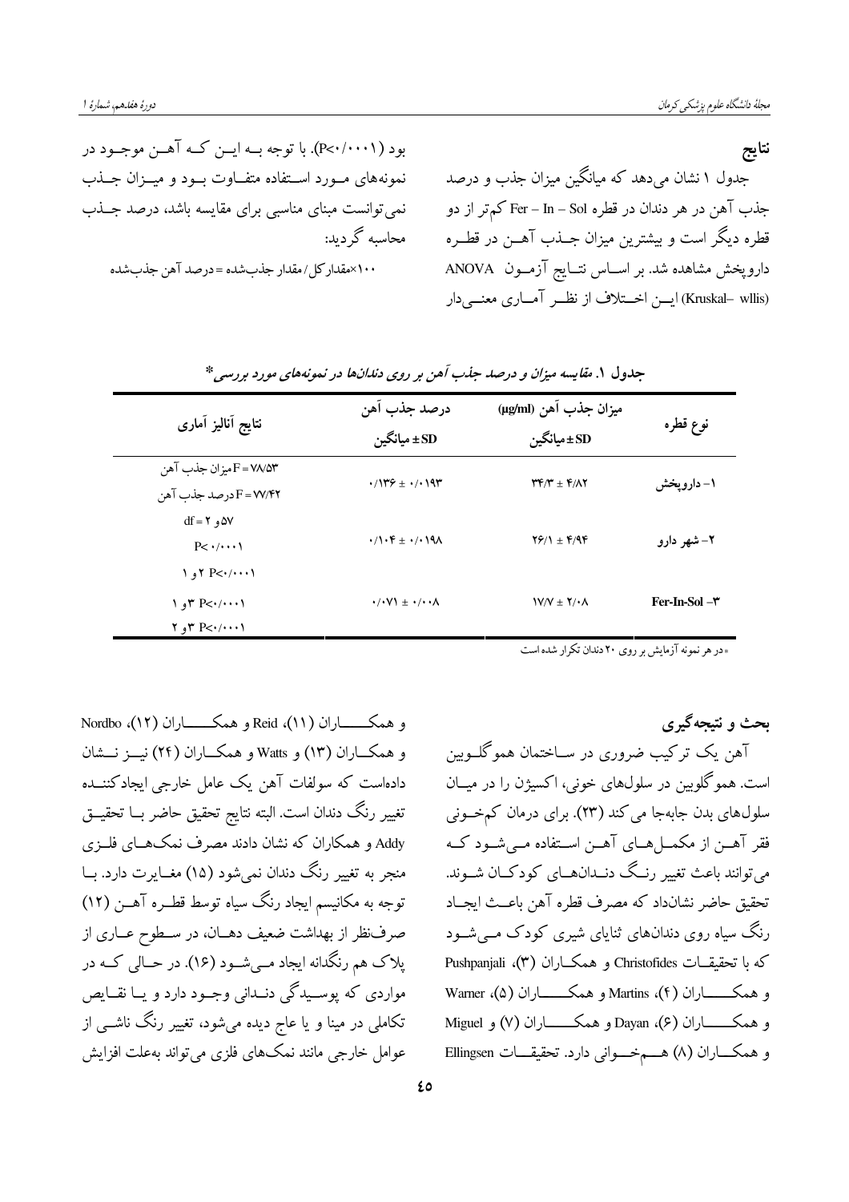## نتایج

جدول ۱ نشان می‌دهد که میانگین میزان جذب و درصد جذب آهن در هر دندان در قطره Fer – In – Sol کم‌تر از دو قطره دیگر است و بیشترین میزان جـذب آهـن در قطـره داروپخش مشاهده شد. بر اسـاس نتـایج آزمـون ANOVA (Kruskal– wllis) ایـن اخـتلاف از نظـر آمـاری معنـی‌دار بود (P<۰/۰۰۰۱). با توجه بـه ایـن کـه آهـن موجـود در نمونه‌های مـورد اسـتفاده متفـاوت بـود و میـزان جـذب نمی‌توانست مبنای مناسبی برای مقایسه باشد، درصد جـذب محاسبه گردید:

۱۰۰×مقدار کل/ مقدار جذب‌شده = درصد آهن جذب‌شده

*جدول ۱. مقایسه میزان و درصد جذب آهن بر روی دندان‌ها در نمونه‌های مورد بررسی**

| نوع قطره | میزان جذب آهن (µg/ml) SD± میانگین | درصد جذب آهن SD± میانگین | نتایج آنالیز آماری |
|---|---|---|---|
| ۱- داروپخش | ۴/۸۲ ± ۳۴/۳ | ۰/۰۱۹۳ ± ۰/۱۳۶ | F = ۷۸/۵۳ میزان جذب آهن<br>F = ۷۷/۴۲ درصد جذب آهن<br>df = ۲ و ۵۷<br>P< ۰/۰۰۰۱ |
| ۲- شهر دارو | ۴/۹۴ ± ۲۶/۱ | ۰/۰۱۹۸ ± ۰/۱۰۴ | P<۰/۰۰۰۱ ۲ و ۱ |
| ۳- Fer-In-Sol | ۲/۰۸ ± ۱۷/۷ | ۰/۰۰۸ ± ۰/۰۷۱ | P<۰/۰۰۰۱ ۳ و ۱<br>P<۰/۰۰۰۱ ۳ و ۲ |

*در هر نمونه آزمایش بر روی ۲۰ دندان تکرار شده است

## بحث و نتیجه‌گیری

آهن یک ترکیب ضروری در سـاختمان هموگلـوبین است. هموگلوبین در سلول‌های خونی، اکسیژن را در میـان سلول‌های بدن جابه‌جا می‌کند (۲۳). برای درمان کم‌خـونی فقر آهـن از مکمـل‌هـای آهـن اسـتفاده مـی‌شـود کـه می‌توانند باعث تغییر رنـگ دنـدان‌هـای کودکـان شـوند. تحقیق حاضر نشان‌داد که مصرف قطره آهن باعـث ایجـاد رنگ سیاه روی دندان‌های ثنایای شیری کودک مـی‌شـود که با تحقیقـات Christofides و همکـاران (۳)، Pushpanjali و همکـــــاران (۴)، Martins و همکـــــاران (۵)، Warner و همکـــــاران (۶)، Dayan و همکـــــاران (۷) و Miguel و همکــاران (۸) هــم‌خــوانی دارد. تحقیقــات Ellingsen و همکـــــاران (۱۱)، Reid و همکـــــاران (۱۲)، Nordbo و همکــاران (۱۳) و Watts و همکــاران (۲۴) نیــز نــشان داده‌است که سولفات آهن یک عامل خارجی ایجادکننـده تغییر رنگ دندان است. البته نتایج تحقیق حاضر بـا تحقیـق Addy و همکاران که نشان دادند مصرف نمک‌هـای فلـزی منجر به تغییر رنگ دندان نمی‌شود (۱۵) مغـایرت دارد. بـا توجه به مکانیسم ایجاد رنگ سیاه توسط قطـره آهـن (۱۲) صرف‌نظر از بهداشت ضعیف دهـان، در سـطوح عـاری از پلاک هم رنگدانه ایجاد مـی‌شـود (۱۶). در حـالی کـه در مواردی که پوسـیدگی دنـدانی وجـود دارد و یـا نقـایص تکاملی در مینا و یا عاج دیده می‌شود، تغییر رنگ ناشـی از عوامل خارجی مانند نمک‌های فلزی می‌تواند به‌علت افزایش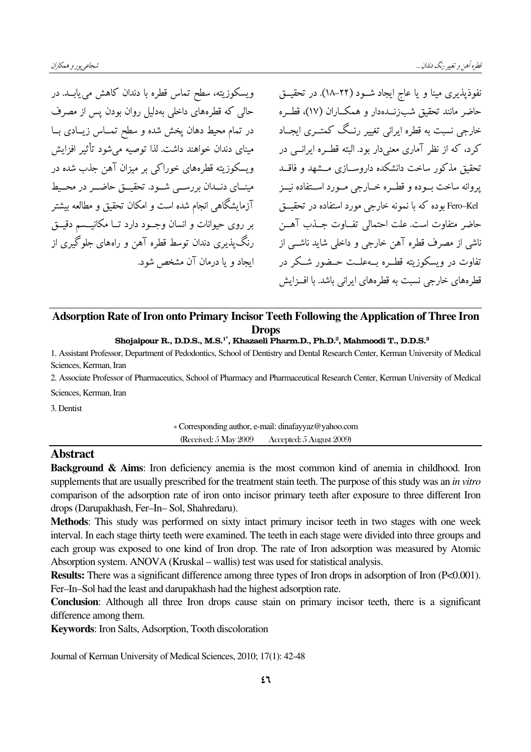نفوذپذیری مینا و یا عاج ایجاد شـود (۲۲-۱۸). در تحقیـق حاضر مانند تحقیق شب‌زنـده‌دار و همکـاران (۱۷)، قطـره خارجی نسبت به قطره ایرانی تغییر رنـگ کمتـری ایجـاد کرد، که از نظر آماری معنی‌دار بود. البته قطـره ایرانـی در تحقیق مذکور ساخت دانشکده داروسـازی مـشهد و فاقـد پروانه ساخت بـوده و قطـره خـارجی مـورد اسـتفاده نیـز Fero–Kel بوده که با نمونه خارجی مورد استفاده در تحقیـق حاضر متفاوت است. علت احتمالی تفـاوت جـذب آهـن ناشی از مصرف قطره آهن خارجی و داخلی شاید ناشـی از تفاوت در ویسکوزیته قطـره بـه‌علـت حـضور شـکر در قطره‌های خارجی نسبت به قطره‌های ایرانی باشد. با افـزایش ویسکوزیته، سطح تماس قطره با دندان کاهش می‌یابـد. در حالی که قطره‌های داخلی به‌دلیل روان بودن پس از مصرف در تمام محیط دهان پخش شده و سطح تمـاس زیـادی بـا مینای دندان خواهند داشت. لذا توصیه می‌شود تأثیر افزایش ویسکوزیته قطره‌های خوراکی بر میزان آهن جذب شده در مینـای دنـدان بررسـی شـود. تحقیـق حاضـر در محـیط آزمایشگاهی انجام شده است و امکان تحقیق و مطالعه بیشتر بر روی حیوانات و انسان وجـود دارد تـا مکانیـسم دقیـق رنگ‌پذیری دندان توسط قطره آهن و راه‌های جلوگیری از ایجاد و یا درمان آن مشخص شود.

## Adsorption Rate of Iron onto Primary Incisor Teeth Following the Application of Three Iron Drops

**Shojaipour R., D.D.S., M.S.[1*], Khazaeli Pharm.D., Ph.D.[2], Mahmoodi T., D.D.S.[3]**

1. Assistant Professor, Department of Pedodontics, School of Dentistry and Dental Research Center, Kerman University of Medical Sciences, Kerman, Iran
2. Associate Professor of Pharmaceutics, School of Pharmacy and Pharmaceutical Research Center, Kerman University of Medical Sciences, Kerman, Iran
3. Dentist

\* Corresponding author, e-mail: dinafayyaz@yahoo.com

(Received: 5 May 2009 Accepted: 5 August 2009)

### Abstract

**Background & Aims**: Iron deficiency anemia is the most common kind of anemia in childhood. Iron supplements that are usually prescribed for the treatment stain teeth. The purpose of this study was an *in vitro* comparison of the adsorption rate of iron onto incisor primary teeth after exposure to three different Iron drops (Darupakhash, Fer–In– Sol, Shahredaru).

**Methods**: This study was performed on sixty intact primary incisor teeth in two stages with one week interval. In each stage thirty teeth were examined. The teeth in each stage were divided into three groups and each group was exposed to one kind of Iron drop. The rate of Iron adsorption was measured by Atomic Absorption system. ANOVA (Kruskal – wallis) test was used for statistical analysis.

**Results:** There was a significant difference among three types of Iron drops in adsorption of Iron (P<0.001). Fer–In–Sol had the least and darupakhash had the highest adsorption rate.

**Conclusion**: Although all three Iron drops cause stain on primary incisor teeth, there is a significant difference among them.

**Keywords**: Iron Salts, Adsorption, Tooth discoloration

Journal of Kerman University of Medical Sciences, 2010; 17(1): 42-48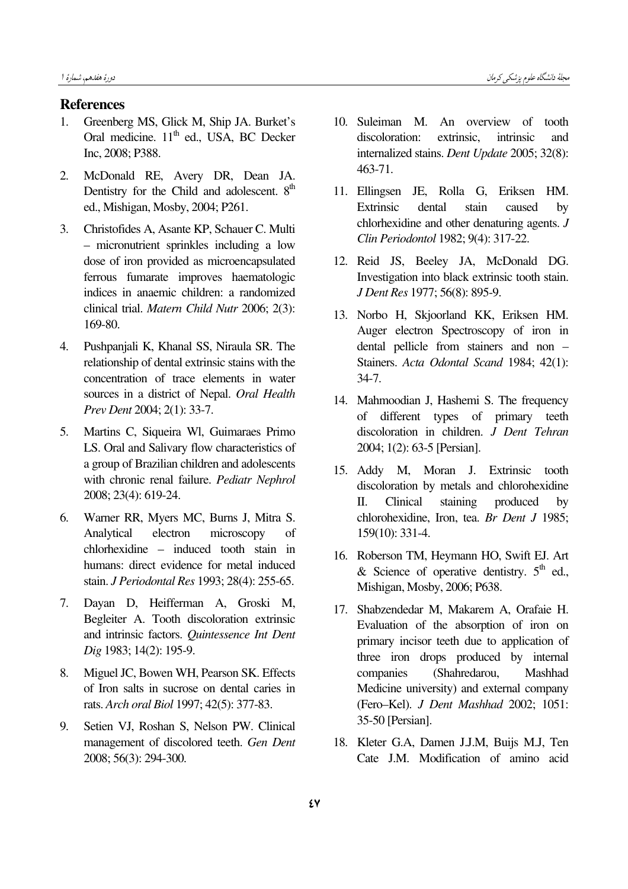## References

1. Greenberg MS, Glick M, Ship JA. Burket's Oral medicine. 11th ed., USA, BC Decker Inc, 2008; P388.
2. McDonald RE, Avery DR, Dean JA. Dentistry for the Child and adolescent. 8th ed., Mishigan, Mosby, 2004; P261.
3. Christofides A, Asante KP, Schauer C. Multi – micronutrient sprinkles including a low dose of iron provided as microencapsulated ferrous fumarate improves haematologic indices in anaemic children: a randomized clinical trial. *Matern Child Nutr* 2006; 2(3): 169-80.
4. Pushpanjali K, Khanal SS, Niraula SR. The relationship of dental extrinsic stains with the concentration of trace elements in water sources in a district of Nepal. *Oral Health Prev Dent* 2004; 2(1): 33-7.
5. Martins C, Siqueira Wl, Guimaraes Primo LS. Oral and Salivary flow characteristics of a group of Brazilian children and adolescents with chronic renal failure. *Pediatr Nephrol* 2008; 23(4): 619-24.
6. Warner RR, Myers MC, Burns J, Mitra S. Analytical electron microscopy of chlorhexidine – induced tooth stain in humans: direct evidence for metal induced stain. *J Periodontal Res* 1993; 28(4): 255-65.
7. Dayan D, Heifferman A, Groski M, Begleiter A. Tooth discoloration extrinsic and intrinsic factors. *Quintessence Int Dent Dig* 1983; 14(2): 195-9.
8. Miguel JC, Bowen WH, Pearson SK. Effects of Iron salts in sucrose on dental caries in rats. *Arch oral Biol* 1997; 42(5): 377-83.
9. Setien VJ, Roshan S, Nelson PW. Clinical management of discolored teeth. *Gen Dent* 2008; 56(3): 294-300.
10. Suleiman M. An overview of tooth discoloration: extrinsic, intrinsic and internalized stains. *Dent Update* 2005; 32(8): 463-71.
11. Ellingsen JE, Rolla G, Eriksen HM. Extrinsic dental stain caused by chlorhexidine and other denaturing agents. *J Clin Periodontol* 1982; 9(4): 317-22.
12. Reid JS, Beeley JA, McDonald DG. Investigation into black extrinsic tooth stain. *J Dent Res* 1977; 56(8): 895-9.
13. Norbo H, Skjoorland KK, Eriksen HM. Auger electron Spectroscopy of iron in dental pellicle from stainers and non – Stainers. *Acta Odontal Scand* 1984; 42(1): 34-7.
14. Mahmoodian J, Hashemi S. The frequency of different types of primary teeth discoloration in children. *J Dent Tehran* 2004; 1(2): 63-5 [Persian].
15. Addy M, Moran J. Extrinsic tooth discoloration by metals and chlorohexidine II. Clinical staining produced by chlorohexidine, Iron, tea. *Br Dent J* 1985; 159(10): 331-4.
16. Roberson TM, Heymann HO, Swift EJ. Art & Science of operative dentistry. 5th ed., Mishigan, Mosby, 2006; P638.
17. Shabzendedar M, Makarem A, Orafaie H. Evaluation of the absorption of iron on primary incisor teeth due to application of three iron drops produced by internal companies (Shahredarou, Mashhad Medicine university) and external company (Fero–Kel). *J Dent Mashhad* 2002; 1051: 35-50 [Persian].
18. Kleter G.A, Damen J.J.M, Buijs M.J, Ten Cate J.M. Modification of amino acid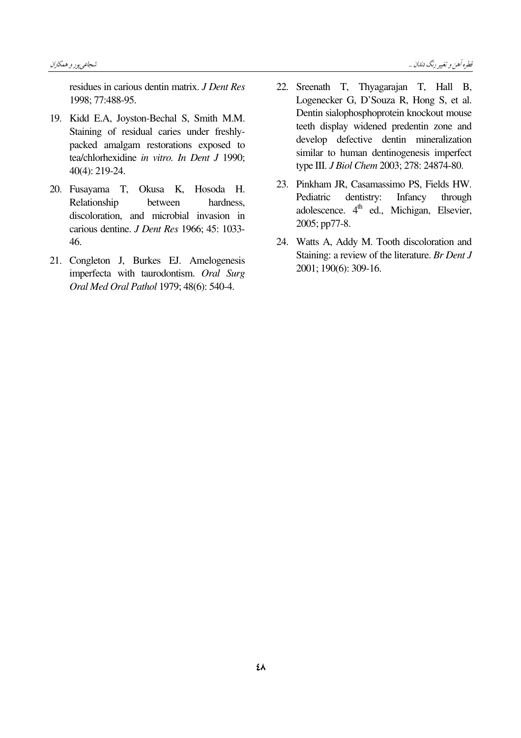residues in carious dentin matrix. *J Dent Res* 1998; 77:488-95.

19. Kidd E.A, Joyston-Bechal S, Smith M.M. Staining of residual caries under freshly-packed amalgam restorations exposed to tea/chlorhexidine *in vitro. In Dent J* 1990; 40(4): 219-24.

20. Fusayama T, Okusa K, Hosoda H. Relationship between hardness, discoloration, and microbial invasion in carious dentine. *J Dent Res* 1966; 45: 1033-46.

21. Congleton J, Burkes EJ. Amelogenesis imperfecta with taurodontism. *Oral Surg Oral Med Oral Pathol* 1979; 48(6): 540-4.

22. Sreenath T, Thyagarajan T, Hall B, Logenecker G, D'Souza R, Hong S, et al. Dentin sialophosphoprotein knockout mouse teeth display widened predentin zone and develop defective dentin mineralization similar to human dentinogenesis imperfect type III. *J Biol Chem* 2003; 278: 24874-80.

23. Pinkham JR, Casamassimo PS, Fields HW. Pediatric dentistry: Infancy through adolescence. 4th ed., Michigan, Elsevier, 2005; pp77-8.

24. Watts A, Addy M. Tooth discoloration and Staining: a review of the literature. *Br Dent J* 2001; 190(6): 309-16.